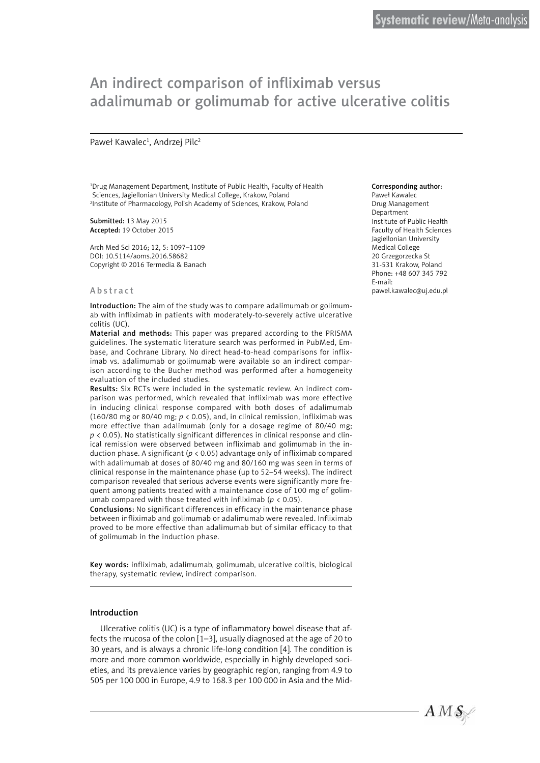Systematic review/Meta-analysis

# An indirect comparison of infliximab versus adalimumab or golimumab for active ulcerative colitis

Paweł Kawalec[1], Andrzej Pilc[2]

[1]Drug Management Department, Institute of Public Health, Faculty of Health Sciences, Jagiellonian University Medical College, Krakow, Poland
[2]Institute of Pharmacology, Polish Academy of Sciences, Krakow, Poland

**Submitted:** 13 May 2015
**Accepted:** 19 October 2015

Arch Med Sci 2016; 12, 5: 1097–1109
DOI: 10.5114/aoms.2016.58682
Copyright © 2016 Termedia & Banach

**Corresponding author:**
Paweł Kawalec
Drug Management Department
Institute of Public Health
Faculty of Health Sciences
Jagiellonian University
Medical College
20 Grzegorzecka St
31-531 Krakow, Poland
Phone: +48 607 345 792
E-mail:
pawel.kawalec@uj.edu.pl

## Abstract

**Introduction:** The aim of the study was to compare adalimumab or golimumab with infliximab in patients with moderately-to-severely active ulcerative colitis (UC).

**Material and methods:** This paper was prepared according to the PRISMA guidelines. The systematic literature search was performed in PubMed, Embase, and Cochrane Library. No direct head-to-head comparisons for infliximab vs. adalimumab or golimumab were available so an indirect comparison according to the Bucher method was performed after a homogeneity evaluation of the included studies.

**Results:** Six RCTs were included in the systematic review. An indirect comparison was performed, which revealed that infliximab was more effective in inducing clinical response compared with both doses of adalimumab (160/80 mg or 80/40 mg; $p < 0.05$), and, in clinical remission, infliximab was more effective than adalimumab (only for a dosage regime of 80/40 mg; $p < 0.05$). No statistically significant differences in clinical response and clinical remission were observed between infliximab and golimumab in the induction phase. A significant ($p < 0.05$) advantage only of infliximab compared with adalimumab at doses of 80/40 mg and 80/160 mg was seen in terms of clinical response in the maintenance phase (up to 52–54 weeks). The indirect comparison revealed that serious adverse events were significantly more frequent among patients treated with a maintenance dose of 100 mg of golimumab compared with those treated with infliximab ($p < 0.05$).

**Conclusions:** No significant differences in efficacy in the maintenance phase between infliximab and golimumab or adalimumab were revealed. Infliximab proved to be more effective than adalimumab but of similar efficacy to that of golimumab in the induction phase.

**Key words:** infliximab, adalimumab, golimumab, ulcerative colitis, biological therapy, systematic review, indirect comparison.

## Introduction

Ulcerative colitis (UC) is a type of inflammatory bowel disease that affects the mucosa of the colon [1–3], usually diagnosed at the age of 20 to 30 years, and is always a chronic life-long condition [4]. The condition is more and more common worldwide, especially in highly developed societies, and its prevalence varies by geographic region, ranging from 4.9 to 505 per 100 000 in Europe, 4.9 to 168.3 per 100 000 in Asia and the Mid-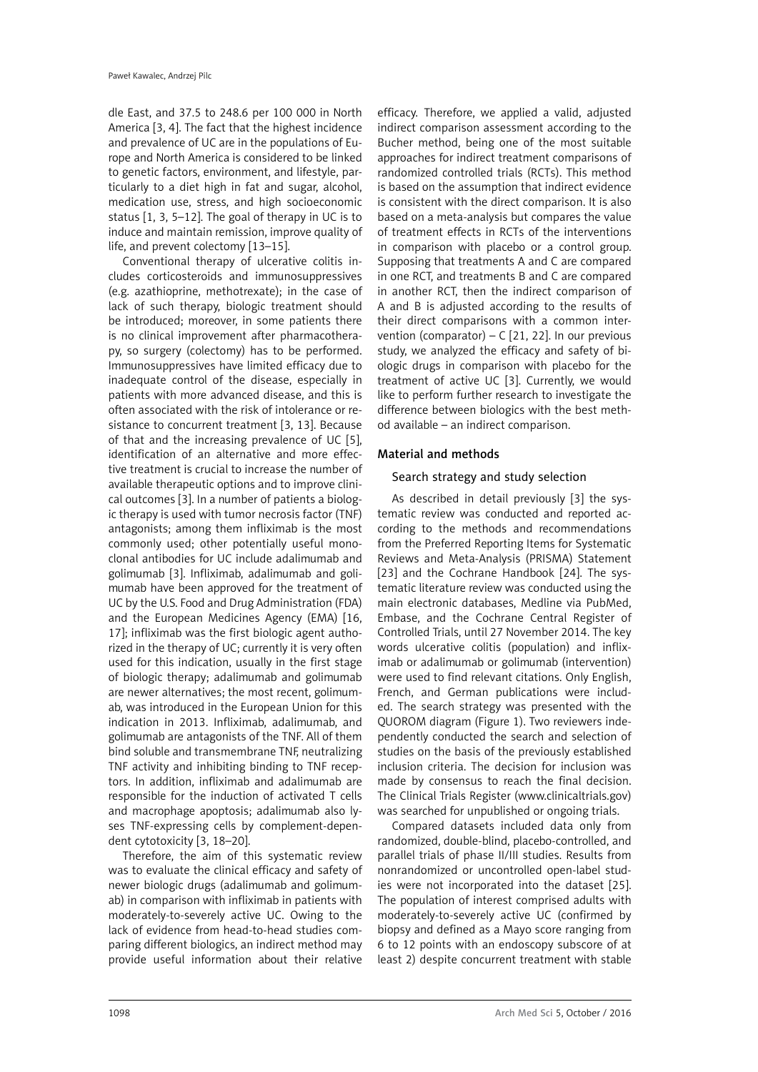dle East, and 37.5 to 248.6 per 100 000 in North America [3, 4]. The fact that the highest incidence and prevalence of UC are in the populations of Europe and North America is considered to be linked to genetic factors, environment, and lifestyle, particularly to a diet high in fat and sugar, alcohol, medication use, stress, and high socioeconomic status [1, 3, 5–12]. The goal of therapy in UC is to induce and maintain remission, improve quality of life, and prevent colectomy [13–15].

Conventional therapy of ulcerative colitis includes corticosteroids and immunosuppressives (e.g. azathioprine, methotrexate); in the case of lack of such therapy, biologic treatment should be introduced; moreover, in some patients there is no clinical improvement after pharmacotherapy, so surgery (colectomy) has to be performed. Immunosuppressives have limited efficacy due to inadequate control of the disease, especially in patients with more advanced disease, and this is often associated with the risk of intolerance or resistance to concurrent treatment [3, 13]. Because of that and the increasing prevalence of UC [5], identification of an alternative and more effective treatment is crucial to increase the number of available therapeutic options and to improve clinical outcomes [3]. In a number of patients a biologic therapy is used with tumor necrosis factor (TNF) antagonists; among them infliximab is the most commonly used; other potentially useful monoclonal antibodies for UC include adalimumab and golimumab [3]. Infliximab, adalimumab and golimumab have been approved for the treatment of UC by the U.S. Food and Drug Administration (FDA) and the European Medicines Agency (EMA) [16, 17]; infliximab was the first biologic agent authorized in the therapy of UC; currently it is very often used for this indication, usually in the first stage of biologic therapy; adalimumab and golimumab are newer alternatives; the most recent, golimumab, was introduced in the European Union for this indication in 2013. Infliximab, adalimumab, and golimumab are antagonists of the TNF. All of them bind soluble and transmembrane TNF, neutralizing TNF activity and inhibiting binding to TNF receptors. In addition, infliximab and adalimumab are responsible for the induction of activated T cells and macrophage apoptosis; adalimumab also lyses TNF-expressing cells by complement-dependent cytotoxicity [3, 18–20].

Therefore, the aim of this systematic review was to evaluate the clinical efficacy and safety of newer biologic drugs (adalimumab and golimumab) in comparison with infliximab in patients with moderately-to-severely active UC. Owing to the lack of evidence from head-to-head studies comparing different biologics, an indirect method may provide useful information about their relative efficacy. Therefore, we applied a valid, adjusted indirect comparison assessment according to the Bucher method, being one of the most suitable approaches for indirect treatment comparisons of randomized controlled trials (RCTs). This method is based on the assumption that indirect evidence is consistent with the direct comparison. It is also based on a meta-analysis but compares the value of treatment effects in RCTs of the interventions in comparison with placebo or a control group. Supposing that treatments A and C are compared in one RCT, and treatments B and C are compared in another RCT, then the indirect comparison of A and B is adjusted according to the results of their direct comparisons with a common intervention (comparator) – C [21, 22]. In our previous study, we analyzed the efficacy and safety of biologic drugs in comparison with placebo for the treatment of active UC [3]. Currently, we would like to perform further research to investigate the difference between biologics with the best method available – an indirect comparison.

## Material and methods

### Search strategy and study selection

As described in detail previously [3] the systematic review was conducted and reported according to the methods and recommendations from the Preferred Reporting Items for Systematic Reviews and Meta-Analysis (PRISMA) Statement [23] and the Cochrane Handbook [24]. The systematic literature review was conducted using the main electronic databases, Medline via PubMed, Embase, and the Cochrane Central Register of Controlled Trials, until 27 November 2014. The key words ulcerative colitis (population) and infliximab or adalimumab or golimumab (intervention) were used to find relevant citations. Only English, French, and German publications were included. The search strategy was presented with the QUOROM diagram (Figure 1). Two reviewers independently conducted the search and selection of studies on the basis of the previously established inclusion criteria. The decision for inclusion was made by consensus to reach the final decision. The Clinical Trials Register (www.clinicaltrials.gov) was searched for unpublished or ongoing trials.

Compared datasets included data only from randomized, double-blind, placebo-controlled, and parallel trials of phase II/III studies. Results from nonrandomized or uncontrolled open-label studies were not incorporated into the dataset [25]. The population of interest comprised adults with moderately-to-severely active UC (confirmed by biopsy and defined as a Mayo score ranging from 6 to 12 points with an endoscopy subscore of at least 2) despite concurrent treatment with stable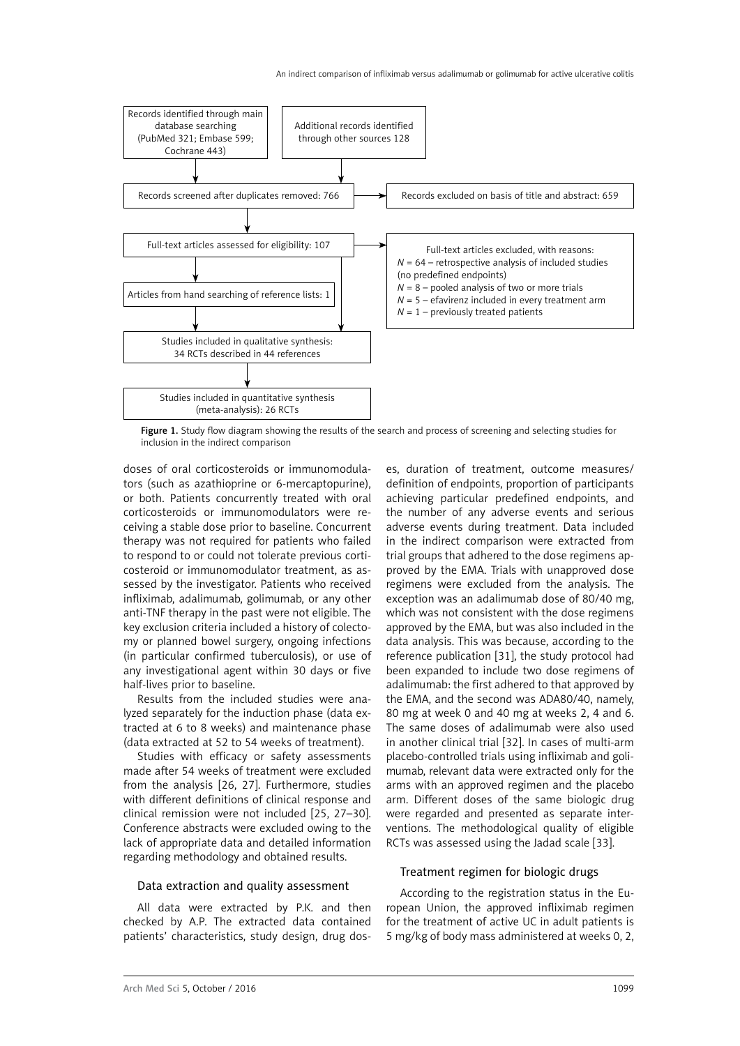Records identified through main database searching (PubMed 321; Embase 599; Cochrane 443)

Additional records identified through other sources 128

Records screened after duplicates removed: 766

Records excluded on basis of title and abstract: 659

Full-text articles assessed for eligibility: 107

Full-text articles excluded, with reasons:
$N$ = 64 – retrospective analysis of included studies (no predefined endpoints)
$N$ = 8 – pooled analysis of two or more trials
$N$ = 5 – efavirenz included in every treatment arm
$N$ = 1 – previously treated patients

Articles from hand searching of reference lists: 1

Studies included in qualitative synthesis: 34 RCTs described in 44 references

Studies included in quantitative synthesis (meta-analysis): 26 RCTs

**Figure 1.** Study flow diagram showing the results of the search and process of screening and selecting studies for inclusion in the indirect comparison

doses of oral corticosteroids or immunomodulators (such as azathioprine or 6-mercaptopurine), or both. Patients concurrently treated with oral corticosteroids or immunomodulators were receiving a stable dose prior to baseline. Concurrent therapy was not required for patients who failed to respond to or could not tolerate previous corticosteroid or immunomodulator treatment, as assessed by the investigator. Patients who received infliximab, adalimumab, golimumab, or any other anti-TNF therapy in the past were not eligible. The key exclusion criteria included a history of colectomy or planned bowel surgery, ongoing infections (in particular confirmed tuberculosis), or use of any investigational agent within 30 days or five half-lives prior to baseline.

Results from the included studies were analyzed separately for the induction phase (data extracted at 6 to 8 weeks) and maintenance phase (data extracted at 52 to 54 weeks of treatment).

Studies with efficacy or safety assessments made after 54 weeks of treatment were excluded from the analysis [26, 27]. Furthermore, studies with different definitions of clinical response and clinical remission were not included [25, 27–30]. Conference abstracts were excluded owing to the lack of appropriate data and detailed information regarding methodology and obtained results.

### Data extraction and quality assessment

All data were extracted by P.K. and then checked by A.P. The extracted data contained patients' characteristics, study design, drug doses, duration of treatment, outcome measures/definition of endpoints, proportion of participants achieving particular predefined endpoints, and the number of any adverse events and serious adverse events during treatment. Data included in the indirect comparison were extracted from trial groups that adhered to the dose regimens approved by the EMA. Trials with unapproved dose regimens were excluded from the analysis. The exception was an adalimumab dose of 80/40 mg, which was not consistent with the dose regimens approved by the EMA, but was also included in the data analysis. This was because, according to the reference publication [31], the study protocol had been expanded to include two dose regimens of adalimumab: the first adhered to that approved by the EMA, and the second was ADA80/40, namely, 80 mg at week 0 and 40 mg at weeks 2, 4 and 6. The same doses of adalimumab were also used in another clinical trial [32]. In cases of multi-arm placebo-controlled trials using infliximab and golimumab, relevant data were extracted only for the arms with an approved regimen and the placebo arm. Different doses of the same biologic drug were regarded and presented as separate interventions. The methodological quality of eligible RCTs was assessed using the Jadad scale [33].

### Treatment regimen for biologic drugs

According to the registration status in the European Union, the approved infliximab regimen for the treatment of active UC in adult patients is 5 mg/kg of body mass administered at weeks 0, 2,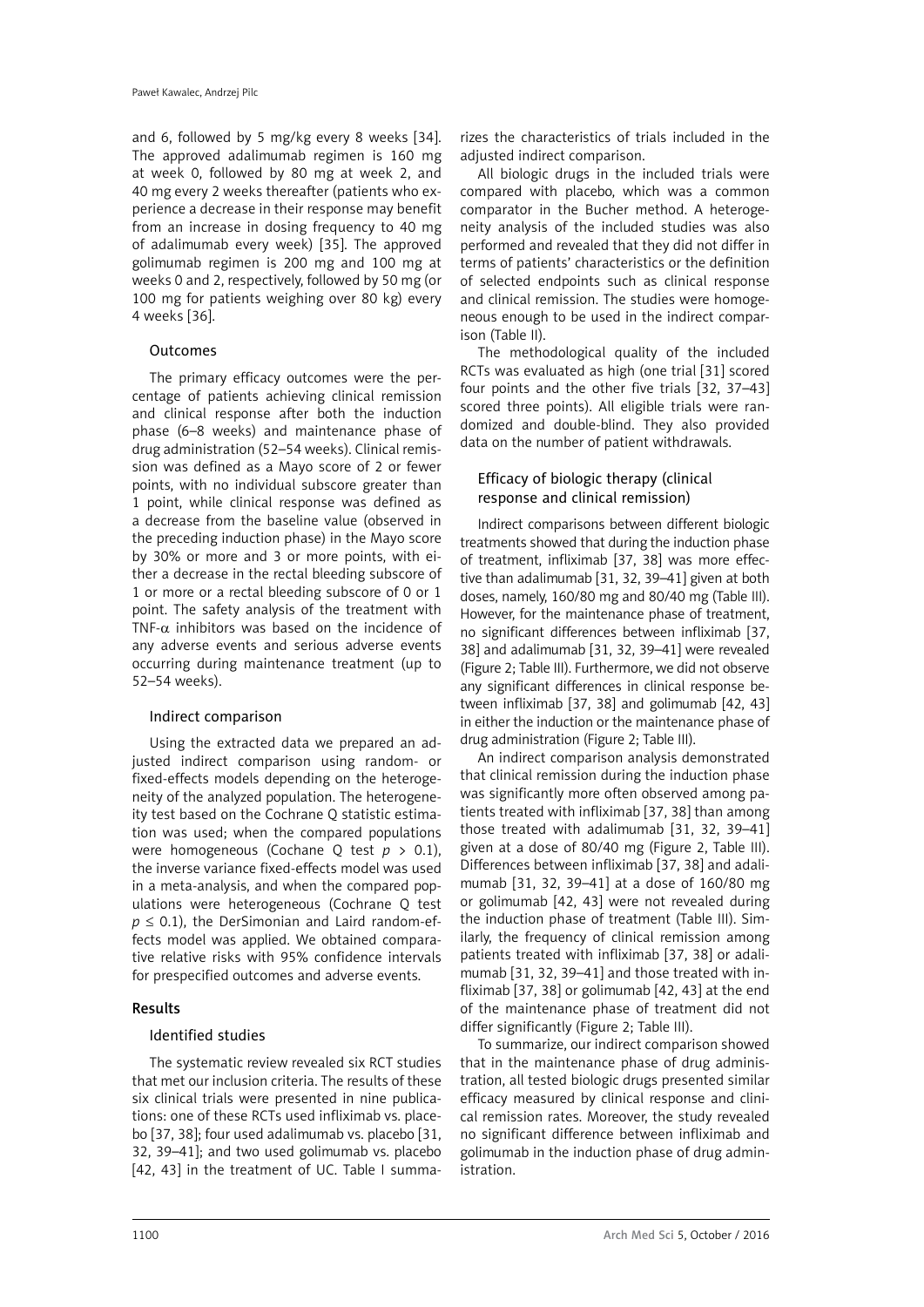and 6, followed by 5 mg/kg every 8 weeks [34]. The approved adalimumab regimen is 160 mg at week 0, followed by 80 mg at week 2, and 40 mg every 2 weeks thereafter (patients who experience a decrease in their response may benefit from an increase in dosing frequency to 40 mg of adalimumab every week) [35]. The approved golimumab regimen is 200 mg and 100 mg at weeks 0 and 2, respectively, followed by 50 mg (or 100 mg for patients weighing over 80 kg) every 4 weeks [36].

### Outcomes

The primary efficacy outcomes were the percentage of patients achieving clinical remission and clinical response after both the induction phase (6–8 weeks) and maintenance phase of drug administration (52–54 weeks). Clinical remission was defined as a Mayo score of 2 or fewer points, with no individual subscore greater than 1 point, while clinical response was defined as a decrease from the baseline value (observed in the preceding induction phase) in the Mayo score by 30% or more and 3 or more points, with either a decrease in the rectal bleeding subscore of 1 or more or a rectal bleeding subscore of 0 or 1 point. The safety analysis of the treatment with TNF-$\alpha$ inhibitors was based on the incidence of any adverse events and serious adverse events occurring during maintenance treatment (up to 52–54 weeks).

### Indirect comparison

Using the extracted data we prepared an adjusted indirect comparison using random- or fixed-effects models depending on the heterogeneity of the analyzed population. The heterogeneity test based on the Cochrane Q statistic estimation was used; when the compared populations were homogeneous (Cochane Q test $p > 0.1$), the inverse variance fixed-effects model was used in a meta-analysis, and when the compared populations were heterogeneous (Cochrane Q test $p \leq 0.1$), the DerSimonian and Laird random-effects model was applied. We obtained comparative relative risks with 95% confidence intervals for prespecified outcomes and adverse events.

## Results

### Identified studies

The systematic review revealed six RCT studies that met our inclusion criteria. The results of these six clinical trials were presented in nine publications: one of these RCTs used infliximab vs. placebo [37, 38]; four used adalimumab vs. placebo [31, 32, 39–41]; and two used golimumab vs. placebo [42, 43] in the treatment of UC. Table I summarizes the characteristics of trials included in the adjusted indirect comparison.

All biologic drugs in the included trials were compared with placebo, which was a common comparator in the Bucher method. A heterogeneity analysis of the included studies was also performed and revealed that they did not differ in terms of patients' characteristics or the definition of selected endpoints such as clinical response and clinical remission. The studies were homogeneous enough to be used in the indirect comparison (Table II).

The methodological quality of the included RCTs was evaluated as high (one trial [31] scored four points and the other five trials [32, 37–43] scored three points). All eligible trials were randomized and double-blind. They also provided data on the number of patient withdrawals.

### Efficacy of biologic therapy (clinical response and clinical remission)

Indirect comparisons between different biologic treatments showed that during the induction phase of treatment, infliximab [37, 38] was more effective than adalimumab [31, 32, 39–41] given at both doses, namely, 160/80 mg and 80/40 mg (Table III). However, for the maintenance phase of treatment, no significant differences between infliximab [37, 38] and adalimumab [31, 32, 39–41] were revealed (Figure 2; Table III). Furthermore, we did not observe any significant differences in clinical response between infliximab [37, 38] and golimumab [42, 43] in either the induction or the maintenance phase of drug administration (Figure 2; Table III).

An indirect comparison analysis demonstrated that clinical remission during the induction phase was significantly more often observed among patients treated with infliximab [37, 38] than among those treated with adalimumab [31, 32, 39–41] given at a dose of 80/40 mg (Figure 2, Table III). Differences between infliximab [37, 38] and adalimumab [31, 32, 39–41] at a dose of 160/80 mg or golimumab [42, 43] were not revealed during the induction phase of treatment (Table III). Similarly, the frequency of clinical remission among patients treated with infliximab [37, 38] or adalimumab [31, 32, 39–41] and those treated with infliximab [37, 38] or golimumab [42, 43] at the end of the maintenance phase of treatment did not differ significantly (Figure 2; Table III).

To summarize, our indirect comparison showed that in the maintenance phase of drug administration, all tested biologic drugs presented similar efficacy measured by clinical response and clinical remission rates. Moreover, the study revealed no significant difference between infliximab and golimumab in the induction phase of drug administration.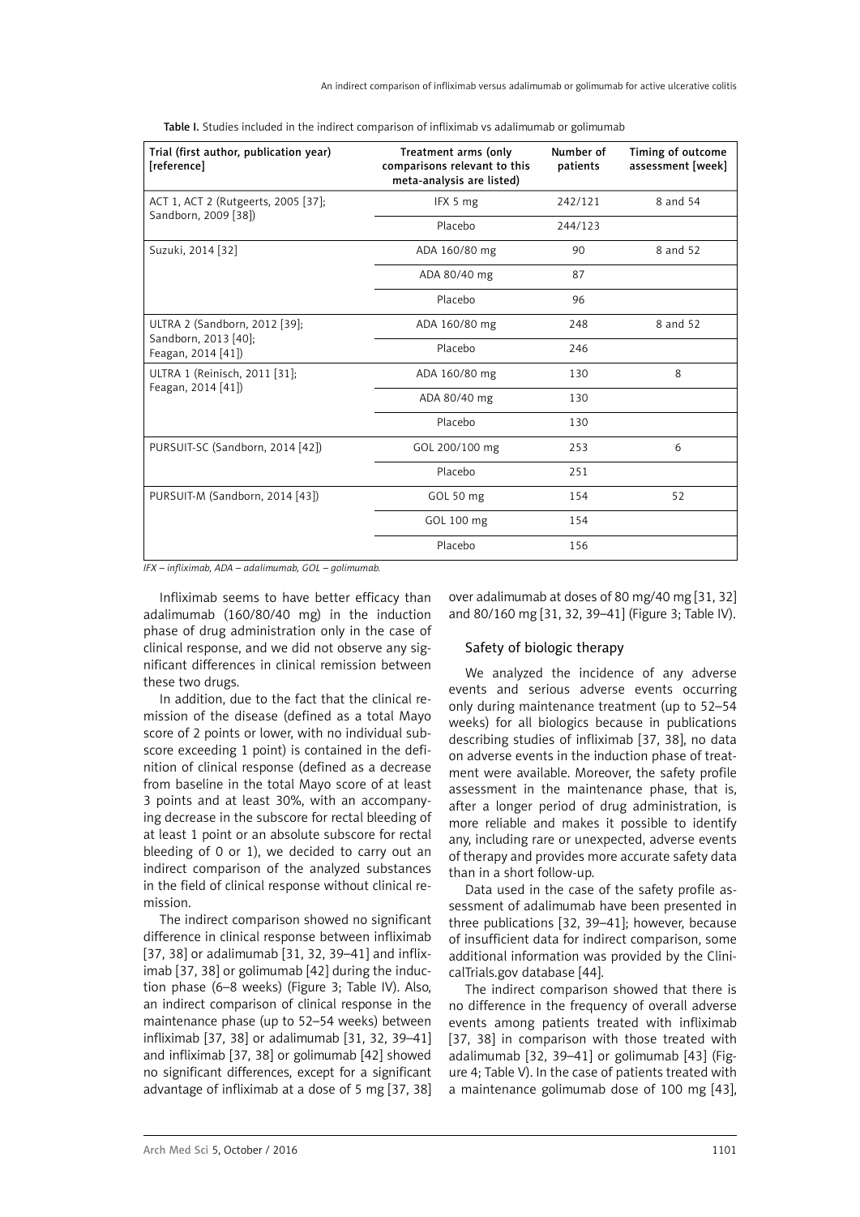Table I. Studies included in the indirect comparison of infliximab vs adalimumab or golimumab

| Trial (first author, publication year) [reference] | Treatment arms (only comparisons relevant to this meta-analysis are listed) | Number of patients | Timing of outcome assessment [week] |
|---|---|---|---|
| ACT 1, ACT 2 (Rutgeerts, 2005 [37]; Sandborn, 2009 [38]) | IFX 5 mg | 242/121 | 8 and 54 |
| | Placebo | 244/123 | |
| Suzuki, 2014 [32] | ADA 160/80 mg | 90 | 8 and 52 |
| | ADA 80/40 mg | 87 | |
| | Placebo | 96 | |
| ULTRA 2 (Sandborn, 2012 [39]; Sandborn, 2013 [40]; Feagan, 2014 [41]) | ADA 160/80 mg | 248 | 8 and 52 |
| | Placebo | 246 | |
| ULTRA 1 (Reinisch, 2011 [31]; Feagan, 2014 [41]) | ADA 160/80 mg | 130 | 8 |
| | ADA 80/40 mg | 130 | |
| | Placebo | 130 | |
| PURSUIT-SC (Sandborn, 2014 [42]) | GOL 200/100 mg | 253 | 6 |
| | Placebo | 251 | |
| PURSUIT-M (Sandborn, 2014 [43]) | GOL 50 mg | 154 | 52 |
| | GOL 100 mg | 154 | |
| | Placebo | 156 | |

*IFX – infliximab, ADA – adalimumab, GOL – golimumab.*

Infliximab seems to have better efficacy than adalimumab (160/80/40 mg) in the induction phase of drug administration only in the case of clinical response, and we did not observe any significant differences in clinical remission between these two drugs.

In addition, due to the fact that the clinical remission of the disease (defined as a total Mayo score of 2 points or lower, with no individual subscore exceeding 1 point) is contained in the definition of clinical response (defined as a decrease from baseline in the total Mayo score of at least 3 points and at least 30%, with an accompanying decrease in the subscore for rectal bleeding of at least 1 point or an absolute subscore for rectal bleeding of 0 or 1), we decided to carry out an indirect comparison of the analyzed substances in the field of clinical response without clinical remission.

The indirect comparison showed no significant difference in clinical response between infliximab [37, 38] or adalimumab [31, 32, 39–41] and infliximab [37, 38] or golimumab [42] during the induction phase (6–8 weeks) (Figure 3; Table IV). Also, an indirect comparison of clinical response in the maintenance phase (up to 52–54 weeks) between infliximab [37, 38] or adalimumab [31, 32, 39–41] and infliximab [37, 38] or golimumab [42] showed no significant differences, except for a significant advantage of infliximab at a dose of 5 mg [37, 38] over adalimumab at doses of 80 mg/40 mg [31, 32] and 80/160 mg [31, 32, 39–41] (Figure 3; Table IV).

## Safety of biologic therapy

We analyzed the incidence of any adverse events and serious adverse events occurring only during maintenance treatment (up to 52–54 weeks) for all biologics because in publications describing studies of infliximab [37, 38], no data on adverse events in the induction phase of treatment were available. Moreover, the safety profile assessment in the maintenance phase, that is, after a longer period of drug administration, is more reliable and makes it possible to identify any, including rare or unexpected, adverse events of therapy and provides more accurate safety data than in a short follow-up.

Data used in the case of the safety profile assessment of adalimumab have been presented in three publications [32, 39–41]; however, because of insufficient data for indirect comparison, some additional information was provided by the ClinicalTrials.gov database [44].

The indirect comparison showed that there is no difference in the frequency of overall adverse events among patients treated with infliximab [37, 38] in comparison with those treated with adalimumab [32, 39–41] or golimumab [43] (Figure 4; Table V). In the case of patients treated with a maintenance golimumab dose of 100 mg [43],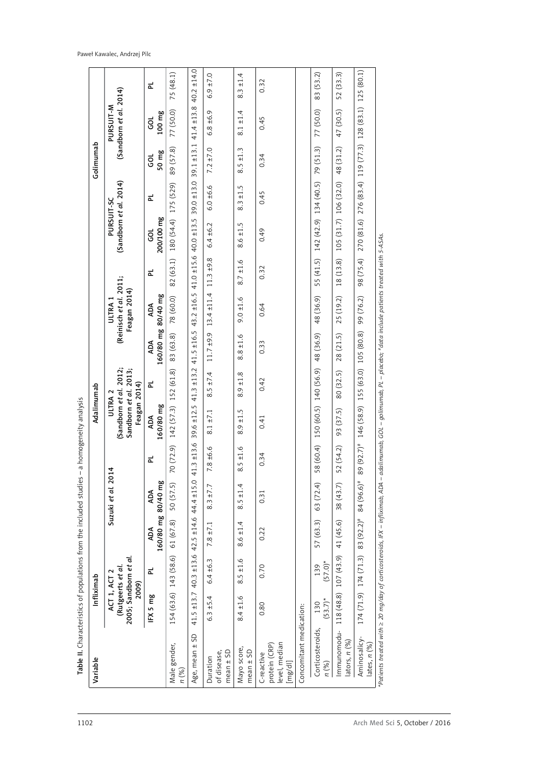**Table II.** Characteristics of populations from the included studies – a homogeneity analysis

| Variable | Infliximab | | Adalimumab | | | | | | | Golimumab | | | | |
|---|---|---|---|---|---|---|---|---|---|---|---|---|---|---|
| | ACT 1, ACT 2 (Rutgeerts *et al.* 2005; Sandborn *et al.* 2009) | | Suzuki *et al.* 2014 | | | ULTRA 2 (Sandborn *et al.* 2012; Sandborn *et al.* 2013; Feagan 2014) | | ULTRA 1 (Reinisch *et al.* 2011; Feagan 2014) | | | PURSUIT-SC (Sandborn *et al.* 2014) | | PURSUIT-M (Sandborn *et al.* 2014) | | |
| | IFX 5 mg | PL | ADA 160/80 mg | ADA 80/40 mg | PL | ADA 160/80 mg | PL | ADA 160/80 mg | ADA 80/40 mg | PL | GOL 200/100 mg | PL | GOL 50 mg | GOL 100 mg | PL |
| Male gender, *n* (%) | 154 (63.6) | 143 (58.6) | 61 (67.8) | 50 (57.5) | 70 (72.9) | 142 (57.3) | 152 (61.8) | 83 (63.8) | 78 (60.0) | 82 (63.1) | 180 (54.4) | 175 (529) | 89 (57.8) | 77 (50.0) | 75 (48.1) |
| Age, mean ± SD | 41.5 ±13.7 | 40.3 ±13.6 | 42.5 ±14.6 | 44.4 ±15.0 | 41.3 ±13.6 | 39.6 ±12.5 | 41.3 ±13.2 | 41.5 ±16.5 | 43.2 ±16.5 | 41.0 ±15.6 | 40.0 ±13.5 | 39.0 ±13.0 | 39.1 ±13.1 | 41.4 ±13.8 | 40.2 ±14.0 |
| Duration of disease, mean ± SD | 6.3 ±5.4 | 6.4 ±6.3 | 7.8 ±7.1 | 8.3 ±7.7 | 7.8 ±6.6 | 8.1 ±7.1 | 8.5 ±7.4 | 11.7 ±9.9 | 13.4 ±11.4 | 11.3 ±9.8 | 6.4 ±6.2 | 6.0 ±6.6 | 7.2 ±7.0 | 6.8 ±6.9 | 6.9 ±7.0 |
| Mayo score, mean ± SD | 8.4 ±1.6 | 8.5 ±1.6 | 8.6 ±1.4 | 8.5 ±1.4 | 8.5 ±1.6 | 8.9 ±1.5 | 8.9 ±1.8 | 8.8 ±1.6 | 9.0 ±1.6 | 8.7 ±1.6 | 8.6 ±1.5 | 8.3 ±1.5 | 8.5 ±1.3 | 8.1 ±1.4 | 8.3 ±1.4 |
| C-reactive protein (CRP) level, median [mg/dl] | 0.80 | 0.70 | 0.22 | 0.31 | 0.34 | 0.41 | 0.42 | 0.33 | 0.64 | 0.32 | 0.49 | 0.45 | 0.34 | 0.45 | 0.32 |
| Concomitant medication: | | | | | | | | | | | | | | | |
| Corticosteroids, *n* (%) | 130 (53.7)* | 139 (57.0)* | 57 (63.3) | 63 (72.4) | 58 (60.4) | 150 (60.5) | 140 (56.9) | 48 (36.9) | 48 (36.9) | 55 (41.5) | 142 (42.9) | 134 (40.5) | 79 (51.3) | 77 (50.0) | 83 (53.2) |
| Immunomodulators, *n* (%) | 118 (48.8) | 107 (43.9) | 41 (45.6) | 38 (43.7) | 52 (54.2) | 93 (37.5) | 80 (32.5) | 28 (21.5) | 25 (19.2) | 18 (13.8) | 105 (31.7) | 106 (32.0) | 48 (31.2) | 47 (30.5) | 52 (33.3) |
| Aminosalicylates, *n* (%) | 174 (71.9) | 174 (71.3) | 83 (92.2)# | 84 (96.6)# | 89 (92.7)# | 146 (58.9) | 155 (63.0) | 105 (80.8) | 99 (76.2) | 98 (75.4) | 270 (81.6) | 276 (83.4) | 119 (77.3) | 128 (83.1) | 125 (80.1) |

*Patients treated with ≥ 20 mg/day of corticosteroids, IFX – infliximab, ADA – adalimumab, GOL – golimumab, PL – placebo; #data include patients treated with 5-ASAs.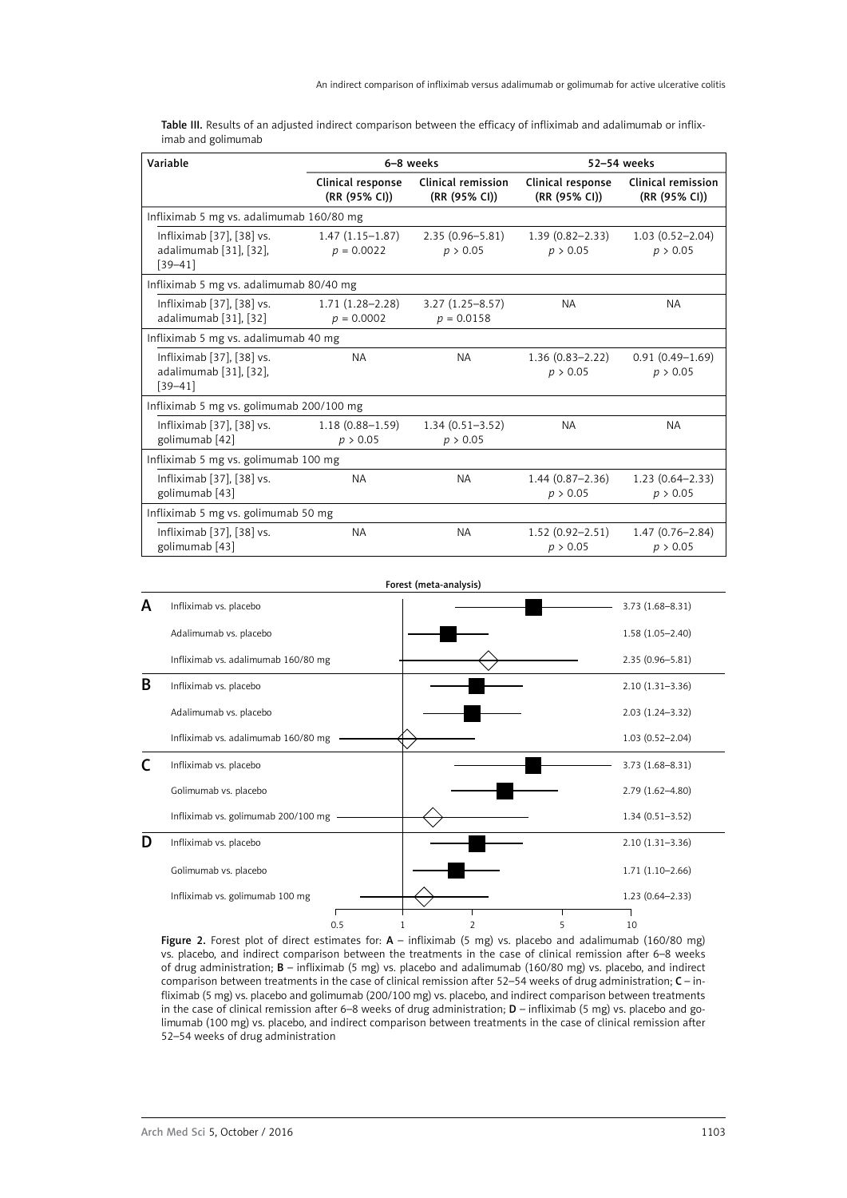**Table III.** Results of an adjusted indirect comparison between the efficacy of infliximab and adalimumab or infliximab and golimumab

| Variable | 6–8 weeks | | 52–54 weeks | |
|---|---|---|---|---|
| | Clinical response (RR (95% CI)) | Clinical remission (RR (95% CI)) | Clinical response (RR (95% CI)) | Clinical remission (RR (95% CI)) |
| **Infliximab 5 mg vs. adalimumab 160/80 mg** | | | | |
| Infliximab [37], [38] vs. adalimumab [31], [32], [39–41] | 1.47 (1.15–1.87) $p = 0.0022$ | 2.35 (0.96–5.81) $p > 0.05$ | 1.39 (0.82–2.33) $p > 0.05$ | 1.03 (0.52–2.04) $p > 0.05$ |
| **Infliximab 5 mg vs. adalimumab 80/40 mg** | | | | |
| Infliximab [37], [38] vs. adalimumab [31], [32] | 1.71 (1.28–2.28) $p = 0.0002$ | 3.27 (1.25–8.57) $p = 0.0158$ | NA | NA |
| **Infliximab 5 mg vs. adalimumab 40 mg** | | | | |
| Infliximab [37], [38] vs. adalimumab [31], [32], [39–41] | NA | NA | 1.36 (0.83–2.22) $p > 0.05$ | 0.91 (0.49–1.69) $p > 0.05$ |
| **Infliximab 5 mg vs. golimumab 200/100 mg** | | | | |
| Infliximab [37], [38] vs. golimumab [42] | 1.18 (0.88–1.59) $p > 0.05$ | 1.34 (0.51–3.52) $p > 0.05$ | NA | NA |
| **Infliximab 5 mg vs. golimumab 100 mg** | | | | |
| Infliximab [37], [38] vs. golimumab [43] | NA | NA | 1.44 (0.87–2.36) $p > 0.05$ | 1.23 (0.64–2.33) $p > 0.05$ |
| **Infliximab 5 mg vs. golimumab 50 mg** | | | | |
| Infliximab [37], [38] vs. golimumab [43] | NA | NA | 1.52 (0.92–2.51) $p > 0.05$ | 1.47 (0.76–2.84) $p > 0.05$ |

**Figure 2.** Forest plot of direct estimates for: **A** – infliximab (5 mg) vs. placebo and adalimumab (160/80 mg) vs. placebo, and indirect comparison between the treatments in the case of clinical remission after 6–8 weeks of drug administration; **B** – infliximab (5 mg) vs. placebo and adalimumab (160/80 mg) vs. placebo, and indirect comparison between treatments in the case of clinical remission after 52–54 weeks of drug administration; **C** – infliximab (5 mg) vs. placebo and golimumab (200/100 mg) vs. placebo, and indirect comparison between treatments in the case of clinical remission after 6–8 weeks of drug administration; **D** – infliximab (5 mg) vs. placebo and golimumab (100 mg) vs. placebo, and indirect comparison between treatments in the case of clinical remission after 52–54 weeks of drug administration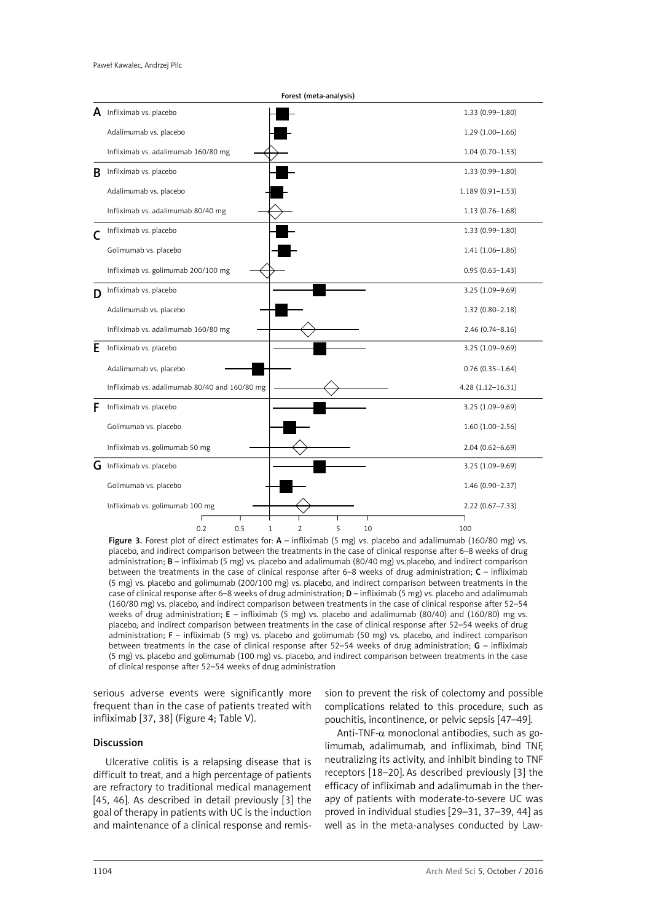**Forest (meta-analysis)**

| Panel | Comparison | Estimate (95% CI) |
|---|---|---|
| A | Infliximab vs. placebo | 1.33 (0.99–1.80) |
| | Adalimumab vs. placebo | 1.29 (1.00–1.66) |
| | Infliximab vs. adalimumab 160/80 mg | 1.04 (0.70–1.53) |
| B | Infliximab vs. placebo | 1.33 (0.99–1.80) |
| | Adalimumab vs. placebo | 1.189 (0.91–1.53) |
| | Infliximab vs. adalimumab 80/40 mg | 1.13 (0.76–1.68) |
| C | Infliximab vs. placebo | 1.33 (0.99–1.80) |
| | Golimumab vs. placebo | 1.41 (1.06–1.86) |
| | Infliximab vs. golimumab 200/100 mg | 0.95 (0.63–1.43) |
| D | Infliximab vs. placebo | 3.25 (1.09–9.69) |
| | Adalimumab vs. placebo | 1.32 (0.80–2.18) |
| | Infliximab vs. adalimumab 160/80 mg | 2.46 (0.74–8.16) |
| E | Infliximab vs. placebo | 3.25 (1.09–9.69) |
| | Adalimumab vs. placebo | 0.76 (0.35–1.64) |
| | Infliximab vs. adalimumab 80/40 and 160/80 mg | 4.28 (1.12–16.31) |
| F | Infliximab vs. placebo | 3.25 (1.09–9.69) |
| | Golimumab vs. placebo | 1.60 (1.00–2.56) |
| | Infliximab vs. golimumab 50 mg | 2.04 (0.62–6.69) |
| G | Infliximab vs. placebo | 3.25 (1.09–9.69) |
| | Golimumab vs. placebo | 1.46 (0.90–2.37) |
| | Infliximab vs. golimumab 100 mg | 2.22 (0.67–7.33) |

**Figure 3.** Forest plot of direct estimates for: **A** – infliximab (5 mg) vs. placebo and adalimumab (160/80 mg) vs. placebo, and indirect comparison between the treatments in the case of clinical response after 6–8 weeks of drug administration; **B** – infliximab (5 mg) vs. placebo and adalimumab (80/40 mg) vs.placebo, and indirect comparison between the treatments in the case of clinical response after 6–8 weeks of drug administration; **C** – infliximab (5 mg) vs. placebo and golimumab (200/100 mg) vs. placebo, and indirect comparison between treatments in the case of clinical response after 6–8 weeks of drug administration; **D** – infliximab (5 mg) vs. placebo and adalimumab (160/80 mg) vs. placebo, and indirect comparison between treatments in the case of clinical response after 52–54 weeks of drug administration; **E** – infliximab (5 mg) vs. placebo and adalimumab (80/40) and (160/80) mg vs. placebo, and indirect comparison between treatments in the case of clinical response after 52–54 weeks of drug administration; **F** – infliximab (5 mg) vs. placebo and golimumab (50 mg) vs. placebo, and indirect comparison between treatments in the case of clinical response after 52–54 weeks of drug administration; **G** – infliximab (5 mg) vs. placebo and golimumab (100 mg) vs. placebo, and indirect comparison between treatments in the case of clinical response after 52–54 weeks of drug administration

serious adverse events were significantly more frequent than in the case of patients treated with infliximab [37, 38] (Figure 4; Table V).

## Discussion

Ulcerative colitis is a relapsing disease that is difficult to treat, and a high percentage of patients are refractory to traditional medical management [45, 46]. As described in detail previously [3] the goal of therapy in patients with UC is the induction and maintenance of a clinical response and remission to prevent the risk of colectomy and possible complications related to this procedure, such as pouchitis, incontinence, or pelvic sepsis [47–49].

Anti-TNF-$\alpha$ monoclonal antibodies, such as golimumab, adalimumab, and infliximab, bind TNF, neutralizing its activity, and inhibit binding to TNF receptors [18–20]. As described previously [3] the efficacy of infliximab and adalimumab in the therapy of patients with moderate-to-severe UC was proved in individual studies [29–31, 37–39, 44] as well as in the meta-analyses conducted by Law-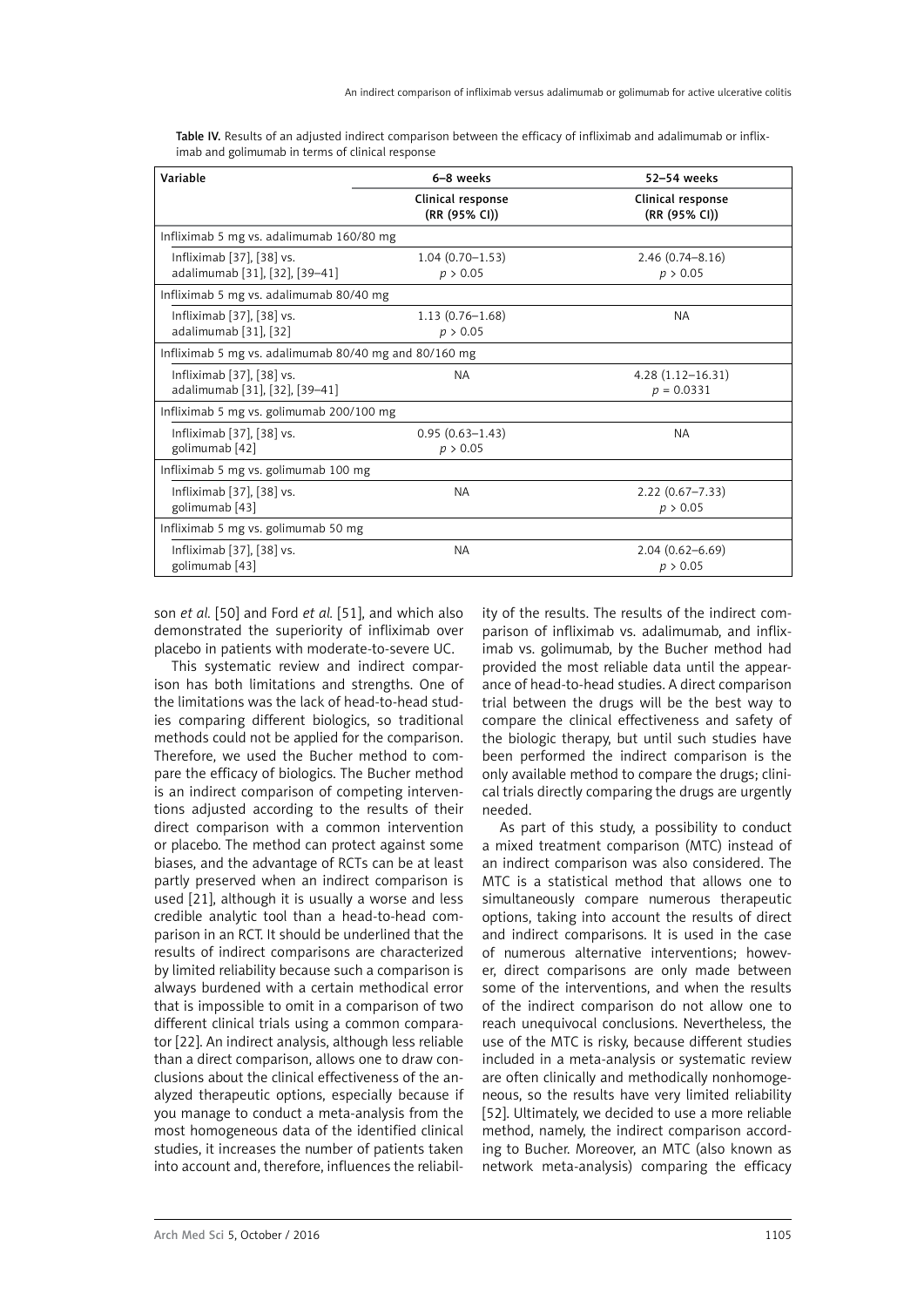Table IV. Results of an adjusted indirect comparison between the efficacy of infliximab and adalimumab or infliximab and golimumab in terms of clinical response

| Variable | 6–8 weeks | 52–54 weeks |
|---|---|---|
| | Clinical response (RR (95% CI)) | Clinical response (RR (95% CI)) |
| Infliximab 5 mg vs. adalimumab 160/80 mg | | |
| Infliximab [37], [38] vs. adalimumab [31], [32], [39–41] | 1.04 (0.70–1.53) $p > 0.05$ | 2.46 (0.74–8.16) $p > 0.05$ |
| Infliximab 5 mg vs. adalimumab 80/40 mg | | |
| Infliximab [37], [38] vs. adalimumab [31], [32] | 1.13 (0.76–1.68) $p > 0.05$ | NA |
| Infliximab 5 mg vs. adalimumab 80/40 mg and 80/160 mg | | |
| Infliximab [37], [38] vs. adalimumab [31], [32], [39–41] | NA | 4.28 (1.12–16.31) $p = 0.0331$ |
| Infliximab 5 mg vs. golimumab 200/100 mg | | |
| Infliximab [37], [38] vs. golimumab [42] | 0.95 (0.63–1.43) $p > 0.05$ | NA |
| Infliximab 5 mg vs. golimumab 100 mg | | |
| Infliximab [37], [38] vs. golimumab [43] | NA | 2.22 (0.67–7.33) $p > 0.05$ |
| Infliximab 5 mg vs. golimumab 50 mg | | |
| Infliximab [37], [38] vs. golimumab [43] | NA | 2.04 (0.62–6.69) $p > 0.05$ |

son *et al.* [50] and Ford *et al.* [51], and which also demonstrated the superiority of infliximab over placebo in patients with moderate-to-severe UC.

This systematic review and indirect comparison has both limitations and strengths. One of the limitations was the lack of head-to-head studies comparing different biologics, so traditional methods could not be applied for the comparison. Therefore, we used the Bucher method to compare the efficacy of biologics. The Bucher method is an indirect comparison of competing interventions adjusted according to the results of their direct comparison with a common intervention or placebo. The method can protect against some biases, and the advantage of RCTs can be at least partly preserved when an indirect comparison is used [21], although it is usually a worse and less credible analytic tool than a head-to-head comparison in an RCT. It should be underlined that the results of indirect comparisons are characterized by limited reliability because such a comparison is always burdened with a certain methodical error that is impossible to omit in a comparison of two different clinical trials using a common comparator [22]. An indirect analysis, although less reliable than a direct comparison, allows one to draw conclusions about the clinical effectiveness of the analyzed therapeutic options, especially because if you manage to conduct a meta-analysis from the most homogeneous data of the identified clinical studies, it increases the number of patients taken into account and, therefore, influences the reliability of the results. The results of the indirect comparison of infliximab vs. adalimumab, and infliximab vs. golimumab, by the Bucher method had provided the most reliable data until the appearance of head-to-head studies. A direct comparison trial between the drugs will be the best way to compare the clinical effectiveness and safety of the biologic therapy, but until such studies have been performed the indirect comparison is the only available method to compare the drugs; clinical trials directly comparing the drugs are urgently needed.

As part of this study, a possibility to conduct a mixed treatment comparison (MTC) instead of an indirect comparison was also considered. The MTC is a statistical method that allows one to simultaneously compare numerous therapeutic options, taking into account the results of direct and indirect comparisons. It is used in the case of numerous alternative interventions; however, direct comparisons are only made between some of the interventions, and when the results of the indirect comparison do not allow one to reach unequivocal conclusions. Nevertheless, the use of the MTC is risky, because different studies included in a meta-analysis or systematic review are often clinically and methodically nonhomogeneous, so the results have very limited reliability [52]. Ultimately, we decided to use a more reliable method, namely, the indirect comparison according to Bucher. Moreover, an MTC (also known as network meta-analysis) comparing the efficacy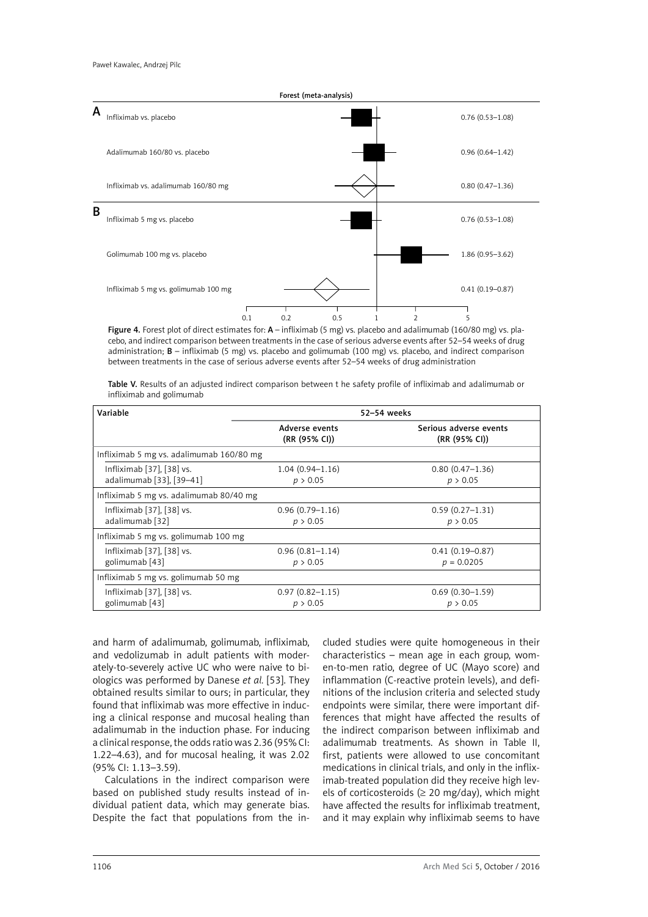Forest (meta-analysis)

**A**

| Comparison | RR (95% CI) |
|---|---|
| Infliximab vs. placebo | 0.76 (0.53–1.08) |
| Adalimumab 160/80 vs. placebo | 0.96 (0.64–1.42) |
| Infliximab vs. adalimumab 160/80 mg | 0.80 (0.47–1.36) |

**B**

| Comparison | RR (95% CI) |
|---|---|
| Infliximab 5 mg vs. placebo | 0.76 (0.53–1.08) |
| Golimumab 100 mg vs. placebo | 1.86 (0.95–3.62) |
| Infliximab 5 mg vs. golimumab 100 mg | 0.41 (0.19–0.87) |

Axis: 0.1, 0.2, 0.5, 1, 2, 5

**Figure 4.** Forest plot of direct estimates for: **A** – infliximab (5 mg) vs. placebo and adalimumab (160/80 mg) vs. placebo, and indirect comparison between treatments in the case of serious adverse events after 52–54 weeks of drug administration; **B** – infliximab (5 mg) vs. placebo and golimumab (100 mg) vs. placebo, and indirect comparison between treatments in the case of serious adverse events after 52–54 weeks of drug administration

**Table V.** Results of an adjusted indirect comparison between t he safety profile of infliximab and adalimumab or infliximab and golimumab

| Variable | 52–54 weeks | |
|---|---|---|
| | Adverse events (RR (95% CI)) | Serious adverse events (RR (95% CI)) |
| Infliximab 5 mg vs. adalimumab 160/80 mg | | |
| Infliximab [37], [38] vs. adalimumab [33], [39–41] | 1.04 (0.94–1.16) $p > 0.05$ | 0.80 (0.47–1.36) $p > 0.05$ |
| Infliximab 5 mg vs. adalimumab 80/40 mg | | |
| Infliximab [37], [38] vs. adalimumab [32] | 0.96 (0.79–1.16) $p > 0.05$ | 0.59 (0.27–1.31) $p > 0.05$ |
| Infliximab 5 mg vs. golimumab 100 mg | | |
| Infliximab [37], [38] vs. golimumab [43] | 0.96 (0.81–1.14) $p > 0.05$ | 0.41 (0.19–0.87) $p = 0.0205$ |
| Infliximab 5 mg vs. golimumab 50 mg | | |
| Infliximab [37], [38] vs. golimumab [43] | 0.97 (0.82–1.15) $p > 0.05$ | 0.69 (0.30–1.59) $p > 0.05$ |

and harm of adalimumab, golimumab, infliximab, and vedolizumab in adult patients with moderately-to-severely active UC who were naive to biologics was performed by Danese *et al.* [53]. They obtained results similar to ours; in particular, they found that infliximab was more effective in inducing a clinical response and mucosal healing than adalimumab in the induction phase. For inducing a clinical response, the odds ratio was 2.36 (95% CI: 1.22–4.63), and for mucosal healing, it was 2.02 (95% CI: 1.13–3.59).

Calculations in the indirect comparison were based on published study results instead of individual patient data, which may generate bias. Despite the fact that populations from the included studies were quite homogeneous in their characteristics – mean age in each group, women-to-men ratio, degree of UC (Mayo score) and inflammation (C-reactive protein levels), and definitions of the inclusion criteria and selected study endpoints were similar, there were important differences that might have affected the results of the indirect comparison between infliximab and adalimumab treatments. As shown in Table II, first, patients were allowed to use concomitant medications in clinical trials, and only in the infliximab-treated population did they receive high levels of corticosteroids (≥ 20 mg/day), which might have affected the results for infliximab treatment, and it may explain why infliximab seems to have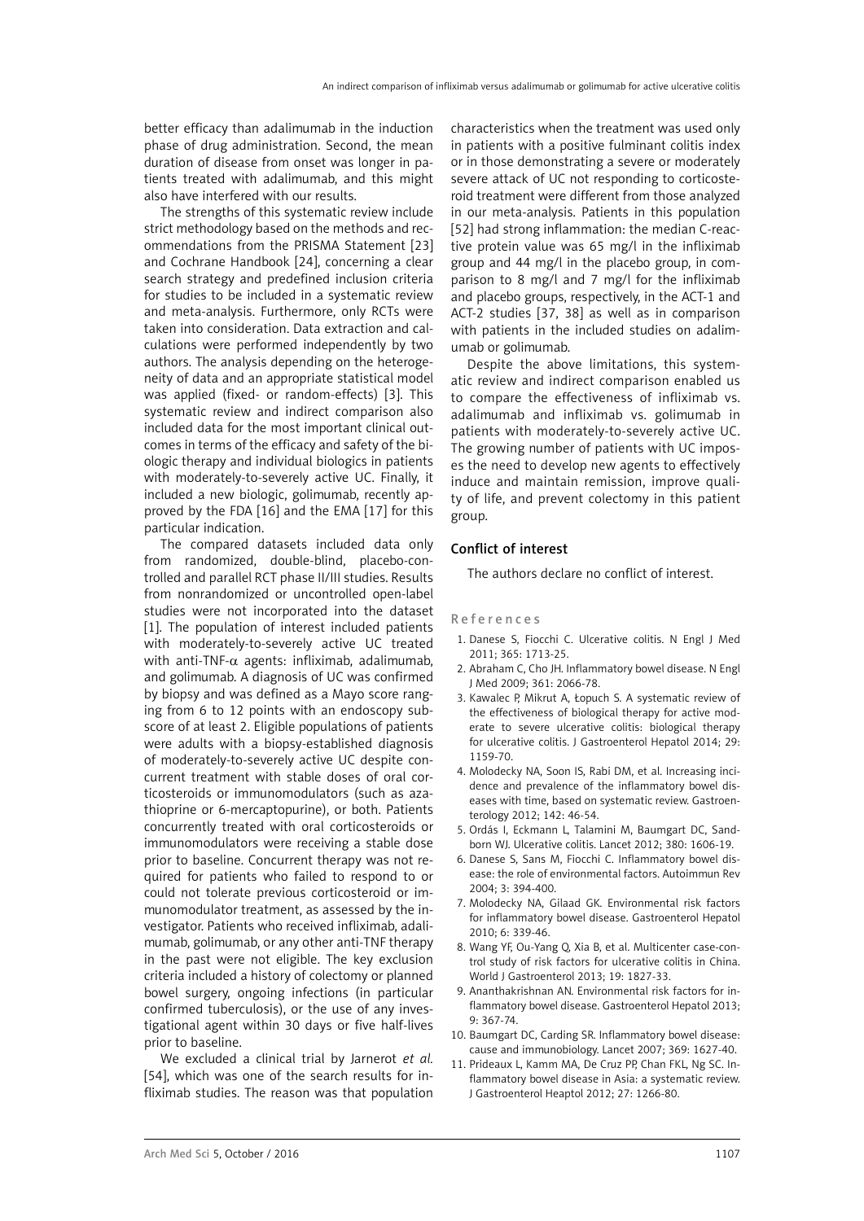better efficacy than adalimumab in the induction phase of drug administration. Second, the mean duration of disease from onset was longer in patients treated with adalimumab, and this might also have interfered with our results.

The strengths of this systematic review include strict methodology based on the methods and recommendations from the PRISMA Statement [23] and Cochrane Handbook [24], concerning a clear search strategy and predefined inclusion criteria for studies to be included in a systematic review and meta-analysis. Furthermore, only RCTs were taken into consideration. Data extraction and calculations were performed independently by two authors. The analysis depending on the heterogeneity of data and an appropriate statistical model was applied (fixed- or random-effects) [3]. This systematic review and indirect comparison also included data for the most important clinical outcomes in terms of the efficacy and safety of the biologic therapy and individual biologics in patients with moderately-to-severely active UC. Finally, it included a new biologic, golimumab, recently approved by the FDA [16] and the EMA [17] for this particular indication.

The compared datasets included data only from randomized, double-blind, placebo-controlled and parallel RCT phase II/III studies. Results from nonrandomized or uncontrolled open-label studies were not incorporated into the dataset [1]. The population of interest included patients with moderately-to-severely active UC treated with anti-TNF-$\alpha$ agents: infliximab, adalimumab, and golimumab. A diagnosis of UC was confirmed by biopsy and was defined as a Mayo score ranging from 6 to 12 points with an endoscopy subscore of at least 2. Eligible populations of patients were adults with a biopsy-established diagnosis of moderately-to-severely active UC despite concurrent treatment with stable doses of oral corticosteroids or immunomodulators (such as azathioprine or 6-mercaptopurine), or both. Patients concurrently treated with oral corticosteroids or immunomodulators were receiving a stable dose prior to baseline. Concurrent therapy was not required for patients who failed to respond to or could not tolerate previous corticosteroid or immunomodulator treatment, as assessed by the investigator. Patients who received infliximab, adalimumab, golimumab, or any other anti-TNF therapy in the past were not eligible. The key exclusion criteria included a history of colectomy or planned bowel surgery, ongoing infections (in particular confirmed tuberculosis), or the use of any investigational agent within 30 days or five half-lives prior to baseline.

We excluded a clinical trial by Jarnerot *et al.* [54], which was one of the search results for infliximab studies. The reason was that population characteristics when the treatment was used only in patients with a positive fulminant colitis index or in those demonstrating a severe or moderately severe attack of UC not responding to corticosteroid treatment were different from those analyzed in our meta-analysis. Patients in this population [52] had strong inflammation: the median C-reactive protein value was 65 mg/l in the infliximab group and 44 mg/l in the placebo group, in comparison to 8 mg/l and 7 mg/l for the infliximab and placebo groups, respectively, in the ACT-1 and ACT-2 studies [37, 38] as well as in comparison with patients in the included studies on adalimumab or golimumab.

Despite the above limitations, this systematic review and indirect comparison enabled us to compare the effectiveness of infliximab vs. adalimumab and infliximab vs. golimumab in patients with moderately-to-severely active UC. The growing number of patients with UC imposes the need to develop new agents to effectively induce and maintain remission, improve quality of life, and prevent colectomy in this patient group.

## Conflict of interest

The authors declare no conflict of interest.

## References

1. Danese S, Fiocchi C. Ulcerative colitis. N Engl J Med 2011; 365: 1713-25.
2. Abraham C, Cho JH. Inflammatory bowel disease. N Engl J Med 2009; 361: 2066-78.
3. Kawalec P, Mikrut A, Łopuch S. A systematic review of the effectiveness of biological therapy for active moderate to severe ulcerative colitis: biological therapy for ulcerative colitis. J Gastroenterol Hepatol 2014; 29: 1159-70.
4. Molodecky NA, Soon IS, Rabi DM, et al. Increasing incidence and prevalence of the inflammatory bowel diseases with time, based on systematic review. Gastroenterology 2012; 142: 46-54.
5. Ordás I, Eckmann L, Talamini M, Baumgart DC, Sandborn WJ. Ulcerative colitis. Lancet 2012; 380: 1606-19.
6. Danese S, Sans M, Fiocchi C. Inflammatory bowel disease: the role of environmental factors. Autoimmun Rev 2004; 3: 394-400.
7. Molodecky NA, Gilaad GK. Environmental risk factors for inflammatory bowel disease. Gastroenterol Hepatol 2010; 6: 339-46.
8. Wang YF, Ou-Yang Q, Xia B, et al. Multicenter case-control study of risk factors for ulcerative colitis in China. World J Gastroenterol 2013; 19: 1827-33.
9. Ananthakrishnan AN. Environmental risk factors for inflammatory bowel disease. Gastroenterol Hepatol 2013; 9: 367-74.
10. Baumgart DC, Carding SR. Inflammatory bowel disease: cause and immunobiology. Lancet 2007; 369: 1627-40.
11. Prideaux L, Kamm MA, De Cruz PP, Chan FKL, Ng SC. Inflammatory bowel disease in Asia: a systematic review. J Gastroenterol Heaptol 2012; 27: 1266-80.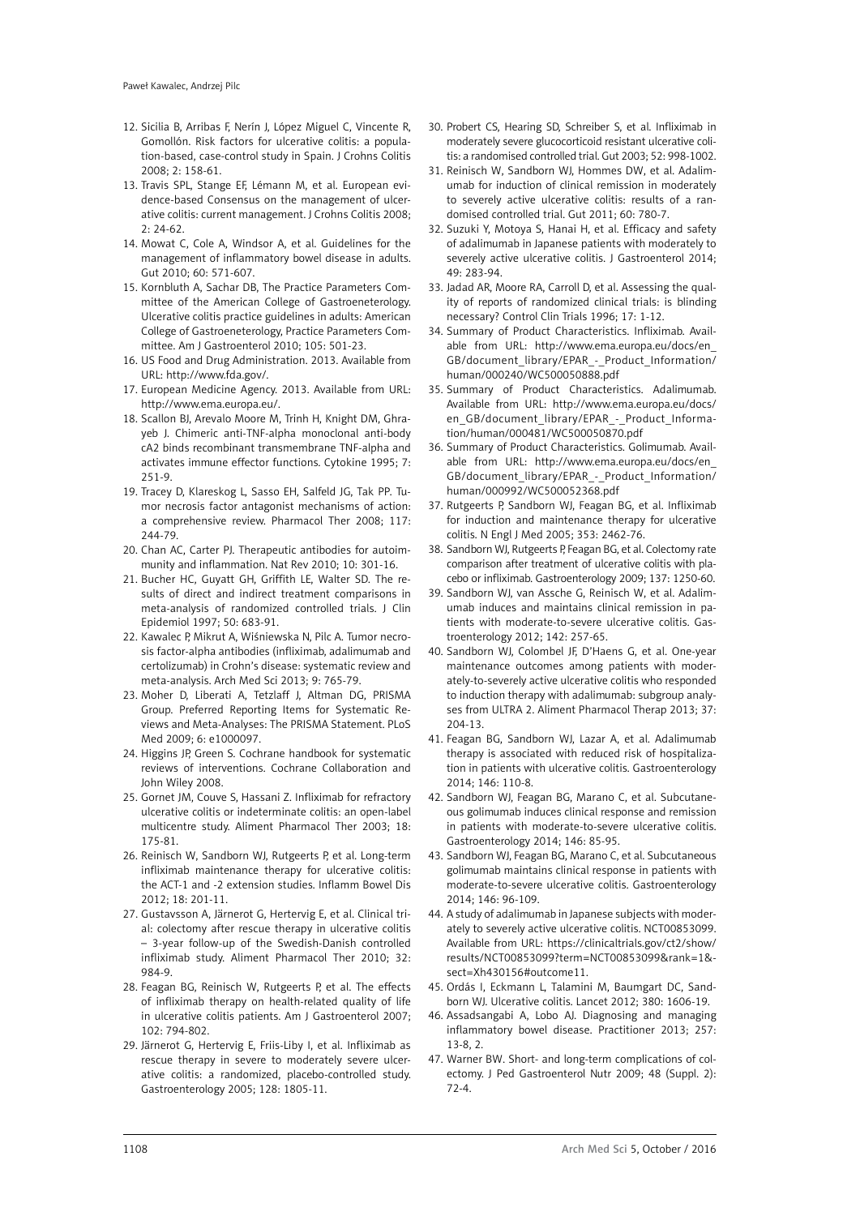12. Sicilia B, Arribas F, Nerín J, López Miguel C, Vincente R, Gomollón. Risk factors for ulcerative colitis: a population-based, case-control study in Spain. J Crohns Colitis 2008; 2: 158-61.
13. Travis SPL, Stange EF, Lémann M, et al. European evidence-based Consensus on the management of ulcerative colitis: current management. J Crohns Colitis 2008; 2: 24-62.
14. Mowat C, Cole A, Windsor A, et al. Guidelines for the management of inflammatory bowel disease in adults. Gut 2010; 60: 571-607.
15. Kornbluth A, Sachar DB, The Practice Parameters Committee of the American College of Gastroeneterology. Ulcerative colitis practice guidelines in adults: American College of Gastroeneterology, Practice Parameters Committee. Am J Gastroenterol 2010; 105: 501-23.
16. US Food and Drug Administration. 2013. Available from URL: http://www.fda.gov/.
17. European Medicine Agency. 2013. Available from URL: http://www.ema.europa.eu/.
18. Scallon BJ, Arevalo Moore M, Trinh H, Knight DM, Ghrayeb J. Chimeric anti-TNF-alpha monoclonal anti-body cA2 binds recombinant transmembrane TNF-alpha and activates immune effector functions. Cytokine 1995; 7: 251-9.
19. Tracey D, Klareskog L, Sasso EH, Salfeld JG, Tak PP. Tumor necrosis factor antagonist mechanisms of action: a comprehensive review. Pharmacol Ther 2008; 117: 244-79.
20. Chan AC, Carter PJ. Therapeutic antibodies for autoimmunity and inflammation. Nat Rev 2010; 10: 301-16.
21. Bucher HC, Guyatt GH, Griffith LE, Walter SD. The results of direct and indirect treatment comparisons in meta-analysis of randomized controlled trials. J Clin Epidemiol 1997; 50: 683-91.
22. Kawalec P, Mikrut A, Wiśniewska N, Pilc A. Tumor necrosis factor-alpha antibodies (infliximab, adalimumab and certolizumab) in Crohn's disease: systematic review and meta-analysis. Arch Med Sci 2013; 9: 765-79.
23. Moher D, Liberati A, Tetzlaff J, Altman DG, PRISMA Group. Preferred Reporting Items for Systematic Reviews and Meta-Analyses: The PRISMA Statement. PLoS Med 2009; 6: e1000097.
24. Higgins JP, Green S. Cochrane handbook for systematic reviews of interventions. Cochrane Collaboration and John Wiley 2008.
25. Gornet JM, Couve S, Hassani Z. Infliximab for refractory ulcerative colitis or indeterminate colitis: an open-label multicentre study. Aliment Pharmacol Ther 2003; 18: 175-81.
26. Reinisch W, Sandborn WJ, Rutgeerts P, et al. Long-term infliximab maintenance therapy for ulcerative colitis: the ACT-1 and -2 extension studies. Inflamm Bowel Dis 2012; 18: 201-11.
27. Gustavsson A, Järnerot G, Hertervig E, et al. Clinical trial: colectomy after rescue therapy in ulcerative colitis – 3-year follow-up of the Swedish-Danish controlled infliximab study. Aliment Pharmacol Ther 2010; 32: 984-9.
28. Feagan BG, Reinisch W, Rutgeerts P, et al. The effects of infliximab therapy on health-related quality of life in ulcerative colitis patients. Am J Gastroenterol 2007; 102: 794-802.
29. Järnerot G, Hertervig E, Friis-Liby I, et al. Infliximab as rescue therapy in severe to moderately severe ulcerative colitis: a randomized, placebo-controlled study. Gastroenterology 2005; 128: 1805-11.
30. Probert CS, Hearing SD, Schreiber S, et al. Infliximab in moderately severe glucocorticoid resistant ulcerative colitis: a randomised controlled trial. Gut 2003; 52: 998-1002.
31. Reinisch W, Sandborn WJ, Hommes DW, et al. Adalimumab for induction of clinical remission in moderately to severely active ulcerative colitis: results of a randomised controlled trial. Gut 2011; 60: 780-7.
32. Suzuki Y, Motoya S, Hanai H, et al. Efficacy and safety of adalimumab in Japanese patients with moderately to severely active ulcerative colitis. J Gastroenterol 2014; 49: 283-94.
33. Jadad AR, Moore RA, Carroll D, et al. Assessing the quality of reports of randomized clinical trials: is blinding necessary? Control Clin Trials 1996; 17: 1-12.
34. Summary of Product Characteristics. Infliximab. Available from URL: http://www.ema.europa.eu/docs/en_GB/document_library/EPAR_-_Product_Information/human/000240/WC500050888.pdf
35. Summary of Product Characteristics. Adalimumab. Available from URL: http://www.ema.europa.eu/docs/en_GB/document_library/EPAR_-_Product_Information/human/000481/WC500050870.pdf
36. Summary of Product Characteristics. Golimumab. Available from URL: http://www.ema.europa.eu/docs/en_GB/document_library/EPAR_-_Product_Information/human/000992/WC500052368.pdf
37. Rutgeerts P, Sandborn WJ, Feagan BG, et al. Infliximab for induction and maintenance therapy for ulcerative colitis. N Engl J Med 2005; 353: 2462-76.
38. Sandborn WJ, Rutgeerts P, Feagan BG, et al. Colectomy rate comparison after treatment of ulcerative colitis with placebo or infliximab. Gastroenterology 2009; 137: 1250-60.
39. Sandborn WJ, van Assche G, Reinisch W, et al. Adalimumab induces and maintains clinical remission in patients with moderate-to-severe ulcerative colitis. Gastroenterology 2012; 142: 257-65.
40. Sandborn WJ, Colombel JF, D'Haens G, et al. One-year maintenance outcomes among patients with moderately-to-severely active ulcerative colitis who responded to induction therapy with adalimumab: subgroup analyses from ULTRA 2. Aliment Pharmacol Therap 2013; 37: 204-13.
41. Feagan BG, Sandborn WJ, Lazar A, et al. Adalimumab therapy is associated with reduced risk of hospitalization in patients with ulcerative colitis. Gastroenterology 2014; 146: 110-8.
42. Sandborn WJ, Feagan BG, Marano C, et al. Subcutaneous golimumab induces clinical response and remission in patients with moderate-to-severe ulcerative colitis. Gastroenterology 2014; 146: 85-95.
43. Sandborn WJ, Feagan BG, Marano C, et al. Subcutaneous golimumab maintains clinical response in patients with moderate-to-severe ulcerative colitis. Gastroenterology 2014; 146: 96-109.
44. A study of adalimumab in Japanese subjects with moderately to severely active ulcerative colitis. NCT00853099. Available from URL: https://clinicaltrials.gov/ct2/show/results/NCT00853099?term=NCT00853099&rank=1&sect=Xh430156#outcome11.
45. Ordás I, Eckmann L, Talamini M, Baumgart DC, Sandborn WJ. Ulcerative colitis. Lancet 2012; 380: 1606-19.
46. Assadsangabi A, Lobo AJ. Diagnosing and managing inflammatory bowel disease. Practitioner 2013; 257: 13-8, 2.
47. Warner BW. Short- and long-term complications of colectomy. J Ped Gastroenterol Nutr 2009; 48 (Suppl. 2): 72-4.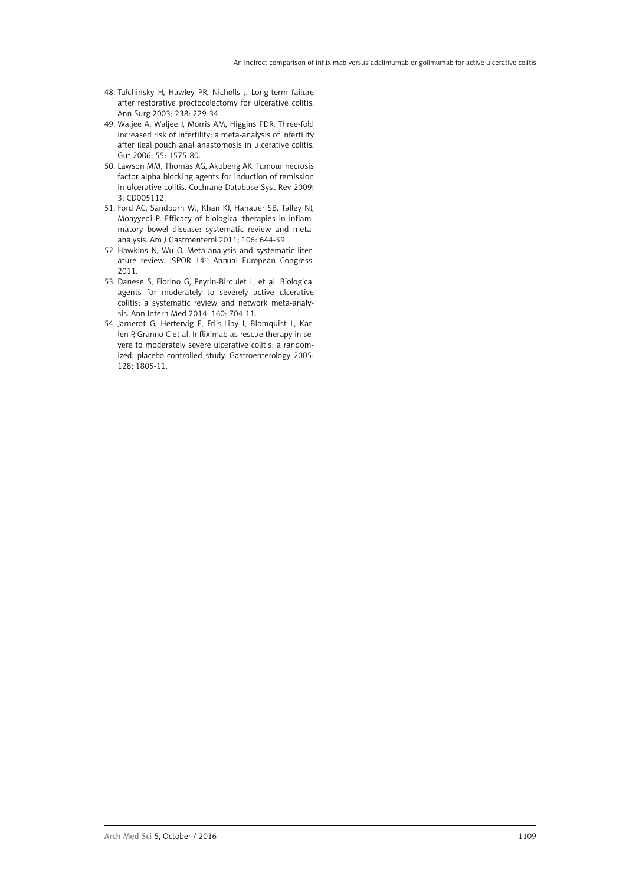48. Tulchinsky H, Hawley PR, Nicholls J. Long-term failure after restorative proctocolectomy for ulcerative colitis. Ann Surg 2003; 238: 229-34.
49. Waljee A, Waljee J, Morris AM, Higgins PDR. Three-fold increased risk of infertility: a meta-analysis of infertility after ileal pouch anal anastomosis in ulcerative colitis. Gut 2006; 55: 1575-80.
50. Lawson MM, Thomas AG, Akobeng AK. Tumour necrosis factor alpha blocking agents for induction of remission in ulcerative colitis. Cochrane Database Syst Rev 2009; 3: CD005112.
51. Ford AC, Sandborn WJ, Khan KJ, Hanauer SB, Talley NJ, Moayyedi P. Efficacy of biological therapies in inflammatory bowel disease: systematic review and meta-analysis. Am J Gastroenterol 2011; 106: 644-59.
52. Hawkins N, Wu O. Meta-analysis and systematic literature review. ISPOR 14th Annual European Congress. 2011.
53. Danese S, Fiorino G, Peyrin-Biroulet L, et al. Biological agents for moderately to severely active ulcerative colitis: a systematic review and network meta-analysis. Ann Intern Med 2014; 160: 704-11.
54. Jarnerot G, Hertervig E, Friis-Liby I, Blomquist L, Karlen P, Granno C et al. Infliximab as rescue therapy in severe to moderately severe ulcerative colitis: a randomized, placebo-controlled study. Gastroenterology 2005; 128: 1805-11.